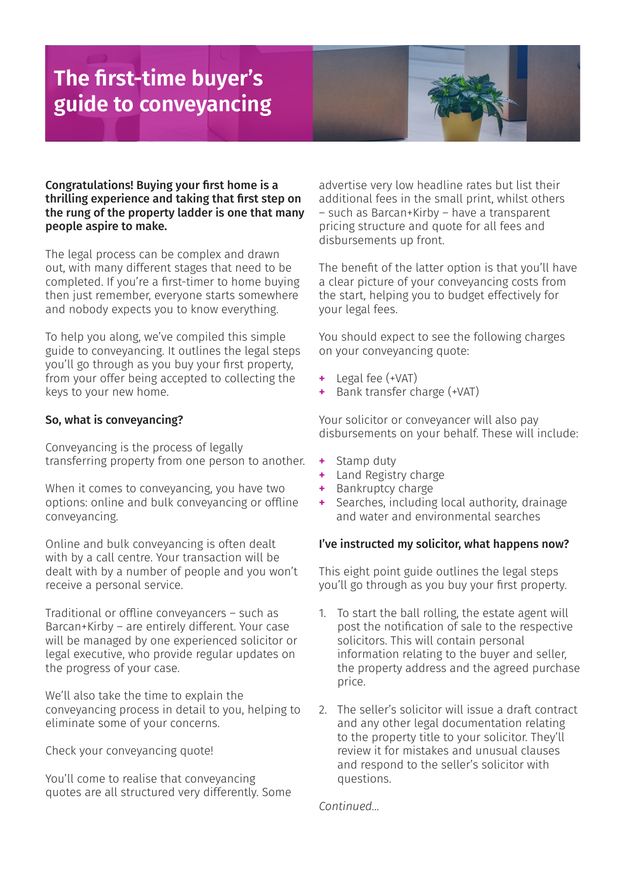# The first-time buyer's guide to conveyancing

**Congratulations! Buying your first home is a thrilling experience and taking that first step on the rung of the property ladder is one that many people aspire to make.**

The legal process can be complex and drawn out, with many different stages that need to be completed. If you're a first-timer to home buying then just remember, everyone starts somewhere and nobody expects you to know everything.

To help you along, we've compiled this simple guide to conveyancing. It outlines the legal steps you'll go through as you buy your first property, from your offer being accepted to collecting the keys to your new home.

### So, what is conveyancing?

Conveyancing is the process of legally transferring property from one person to another.

When it comes to conveyancing, you have two options: online and bulk conveyancing or offline conveyancing.

Online and bulk conveyancing is often dealt with by a call centre. Your transaction will be dealt with by a number of people and you won't receive a personal service.

Traditional or offline conveyancers – such as Barcan+Kirby – are entirely different. Your case will be managed by one experienced solicitor or legal executive, who provide regular updates on the progress of your case.

We'll also take the time to explain the conveyancing process in detail to you, helping to eliminate some of your concerns.

Check your conveyancing quote!

You'll come to realise that conveyancing quotes are all structured very differently. Some advertise very low headline rates but list their additional fees in the small print, whilst others – such as Barcan+Kirby – have a transparent pricing structure and quote for all fees and disbursements up front.

The benefit of the latter option is that you'll have a clear picture of your conveyancing costs from the start, helping you to budget effectively for your legal fees.

You should expect to see the following charges on your conveyancing quote:

+ Legal fee (+VAT)
+ Bank transfer charge (+VAT)

Your solicitor or conveyancer will also pay disbursements on your behalf. These will include:

+ Stamp duty
+ Land Registry charge
+ Bankruptcy charge
+ Searches, including local authority, drainage and water and environmental searches

### I've instructed my solicitor, what happens now?

This eight point guide outlines the legal steps you'll go through as you buy your first property.

1. To start the ball rolling, the estate agent will post the notification of sale to the respective solicitors. This will contain personal information relating to the buyer and seller, the property address and the agreed purchase price.

2. The seller's solicitor will issue a draft contract and any other legal documentation relating to the property title to your solicitor. They'll review it for mistakes and unusual clauses and respond to the seller's solicitor with questions.

*Continued...*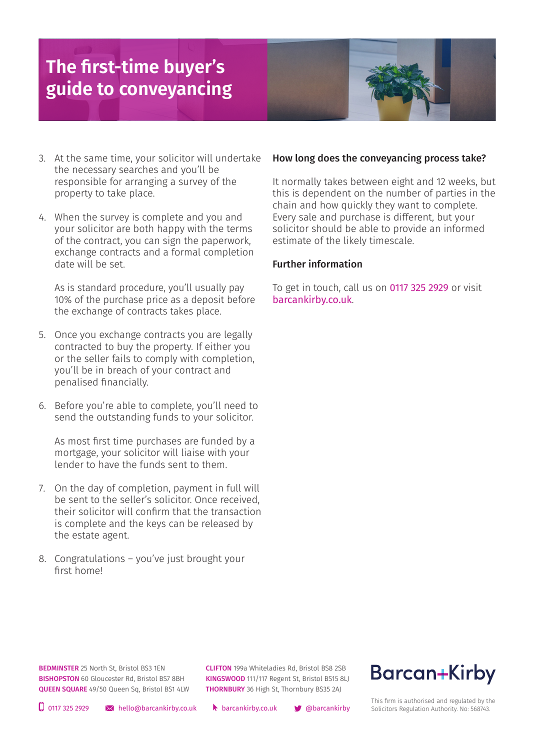# The first-time buyer's guide to conveyancing

3. At the same time, your solicitor will undertake the necessary searches and you'll be responsible for arranging a survey of the property to take place.

4. When the survey is complete and you and your solicitor are both happy with the terms of the contract, you can sign the paperwork, exchange contracts and a formal completion date will be set.

   As is standard procedure, you'll usually pay 10% of the purchase price as a deposit before the exchange of contracts takes place.

5. Once you exchange contracts you are legally contracted to buy the property. If either you or the seller fails to comply with completion, you'll be in breach of your contract and penalised financially.

6. Before you're able to complete, you'll need to send the outstanding funds to your solicitor.

   As most first time purchases are funded by a mortgage, your solicitor will liaise with your lender to have the funds sent to them.

7. On the day of completion, payment in full will be sent to the seller's solicitor. Once received, their solicitor will confirm that the transaction is complete and the keys can be released by the estate agent.

8. Congratulations – you've just brought your first home!

### How long does the conveyancing process take?

It normally takes between eight and 12 weeks, but this is dependent on the number of parties in the chain and how quickly they want to complete. Every sale and purchase is different, but your solicitor should be able to provide an informed estimate of the likely timescale.

### Further information

To get in touch, call us on 0117 325 2929 or visit barcankirby.co.uk.

**BEDMINSTER** 25 North St, Bristol BS3 1EN
**BISHOPSTON** 60 Gloucester Rd, Bristol BS7 8BH
**QUEEN SQUARE** 49/50 Queen Sq, Bristol BS1 4LW
**CLIFTON** 199a Whiteladies Rd, Bristol BS8 2SB
**KINGSWOOD** 111/117 Regent St, Bristol BS15 8LJ
**THORNBURY** 36 High St, Thornbury BS35 2AJ

0117 325 2929 | hello@barcankirby.co.uk | barcankirby.co.uk | @barcankirby

Barcan+Kirby

This firm is authorised and regulated by the Solicitors Regulation Authority. No: 568743.